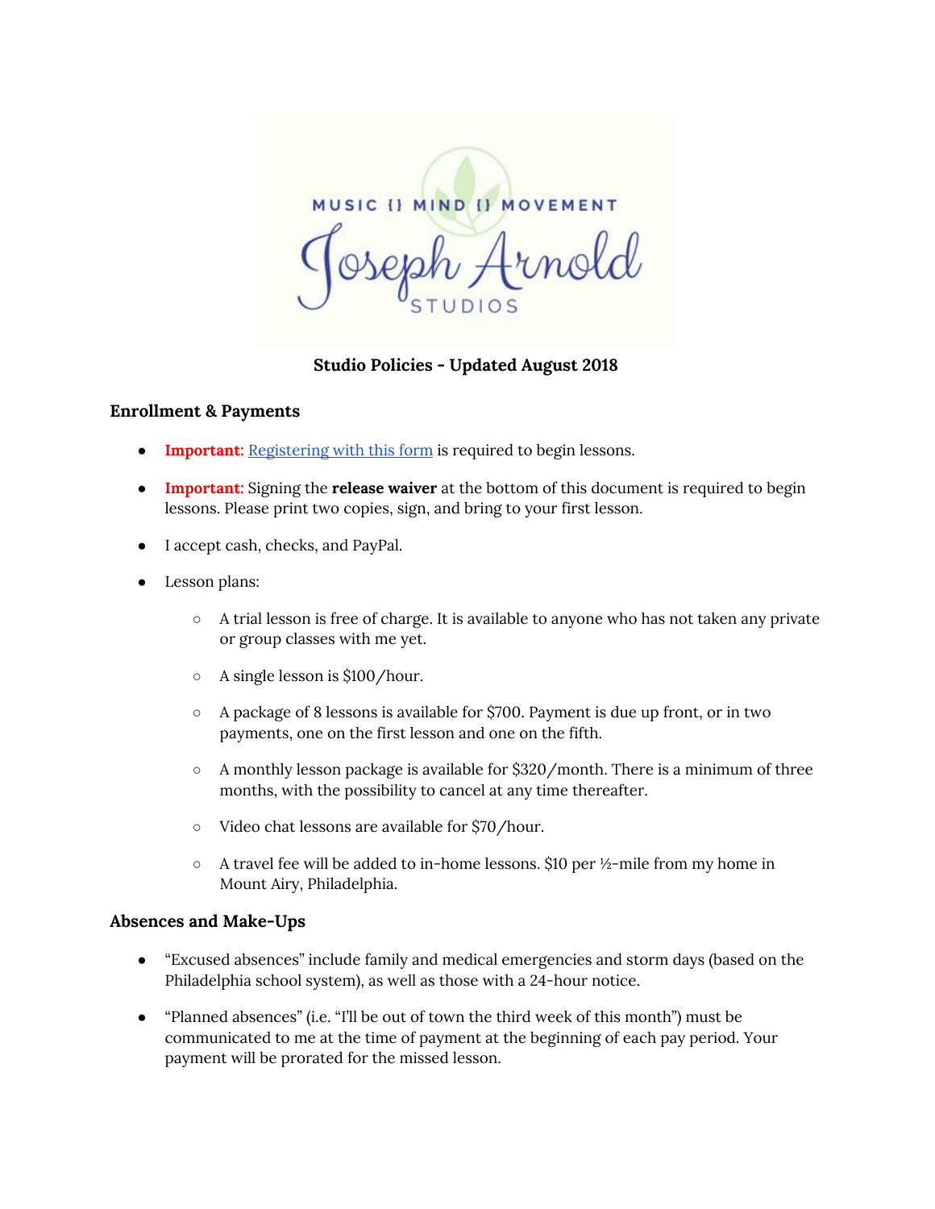MUSIC {} MIND {} MOVEMENT

Joseph Arnold

STUDIOS

**Studio Policies - Updated August 2018**

### Enrollment & Payments

- **Important:** [Registering with this form]() is required to begin lessons.
- **Important:** Signing the **release waiver** at the bottom of this document is required to begin lessons. Please print two copies, sign, and bring to your first lesson.
- I accept cash, checks, and PayPal.
- Lesson plans:
    - A trial lesson is free of charge. It is available to anyone who has not taken any private or group classes with me yet.
    - A single lesson is $100/hour.
    - A package of 8 lessons is available for $700. Payment is due up front, or in two payments, one on the first lesson and one on the fifth.
    - A monthly lesson package is available for $320/month. There is a minimum of three months, with the possibility to cancel at any time thereafter.
    - Video chat lessons are available for $70/hour.
    - A travel fee will be added to in-home lessons. $10 per ½-mile from my home in Mount Airy, Philadelphia.

### Absences and Make-Ups

- "Excused absences" include family and medical emergencies and storm days (based on the Philadelphia school system), as well as those with a 24-hour notice.
- "Planned absences" (i.e. "I'll be out of town the third week of this month") must be communicated to me at the time of payment at the beginning of each pay period. Your payment will be prorated for the missed lesson.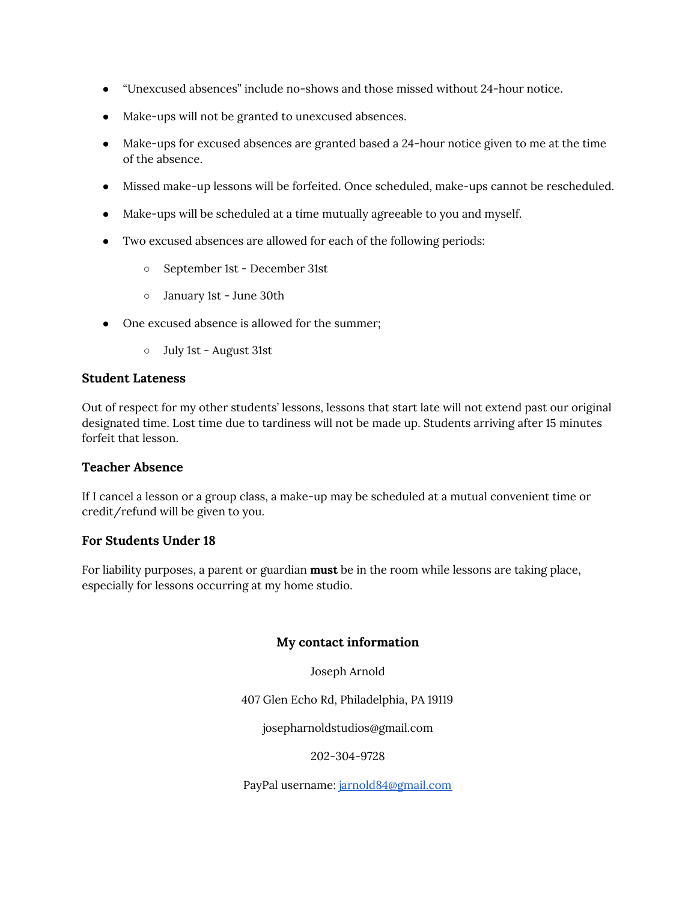- "Unexcused absences" include no-shows and those missed without 24-hour notice.
- Make-ups will not be granted to unexcused absences.
- Make-ups for excused absences are granted based a 24-hour notice given to me at the time of the absence.
- Missed make-up lessons will be forfeited. Once scheduled, make-ups cannot be rescheduled.
- Make-ups will be scheduled at a time mutually agreeable to you and myself.
- Two excused absences are allowed for each of the following periods:
    - September 1st - December 31st
    - January 1st - June 30th
- One excused absence is allowed for the summer;
    - July 1st - August 31st

### Student Lateness

Out of respect for my other students' lessons, lessons that start late will not extend past our original designated time. Lost time due to tardiness will not be made up. Students arriving after 15 minutes forfeit that lesson.

### Teacher Absence

If I cancel a lesson or a group class, a make-up may be scheduled at a mutual convenient time or credit/refund will be given to you.

### For Students Under 18

For liability purposes, a parent or guardian **must** be in the room while lessons are taking place, especially for lessons occurring at my home studio.

### My contact information

Joseph Arnold

407 Glen Echo Rd, Philadelphia, PA 19119

josepharnoldstudios@gmail.com

202-304-9728

PayPal username: jarnold84@gmail.com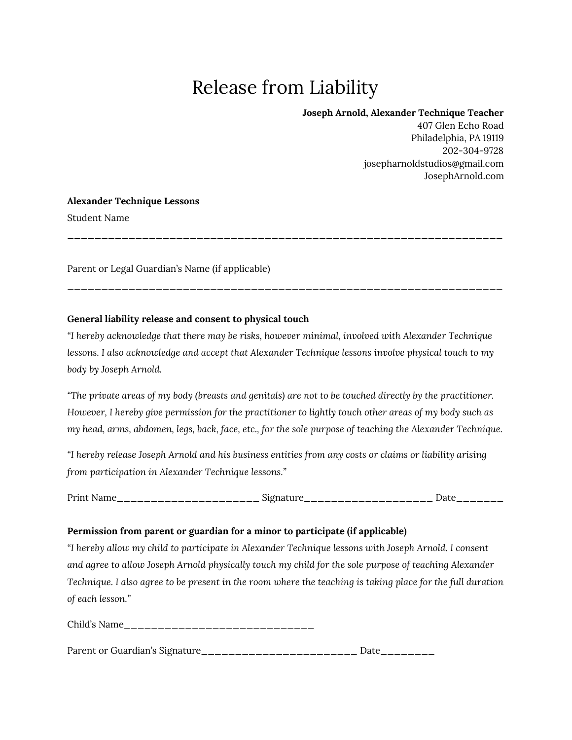# Release from Liability

**Joseph Arnold, Alexander Technique Teacher**
407 Glen Echo Road
Philadelphia, PA 19119
202-304-9728
josepharnoldstudios@gmail.com
JosephArnold.com

**Alexander Technique Lessons**

Student Name

_________________________________________________________________

Parent or Legal Guardian's Name (if applicable)

_________________________________________________________________

**General liability release and consent to physical touch**

*"I hereby acknowledge that there may be risks, however minimal, involved with Alexander Technique lessons. I also acknowledge and accept that Alexander Technique lessons involve physical touch to my body by Joseph Arnold.*

*"The private areas of my body (breasts and genitals) are not to be touched directly by the practitioner. However, I hereby give permission for the practitioner to lightly touch other areas of my body such as my head, arms, abdomen, legs, back, face, etc., for the sole purpose of teaching the Alexander Technique.*

*"I hereby release Joseph Arnold and his business entities from any costs or claims or liability arising from participation in Alexander Technique lessons."*

Print Name_______________________ Signature____________________ Date_______

**Permission from parent or guardian for a minor to participate (if applicable)**

*"I hereby allow my child to participate in Alexander Technique lessons with Joseph Arnold. I consent and agree to allow Joseph Arnold physically touch my child for the sole purpose of teaching Alexander Technique. I also agree to be present in the room where the teaching is taking place for the full duration of each lesson."*

Child's Name______________________________

Parent or Guardian's Signature_________________________ Date________